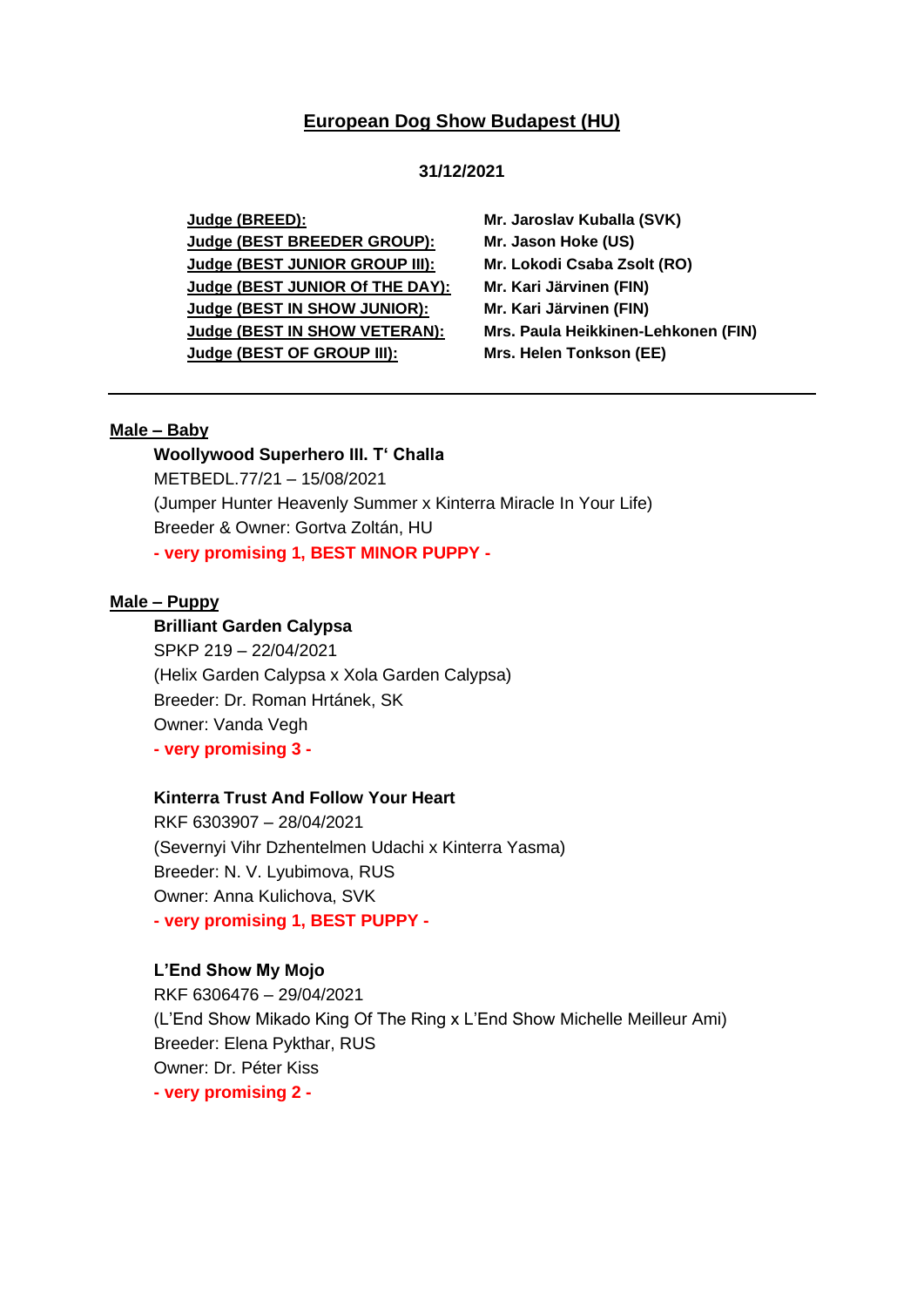# European Dog Show Budapest (HU)

**31/12/2021**

| | |
|---|---|
| **Judge (BREED):** | **Mr. Jaroslav Kuballa (SVK)** |
| **Judge (BEST BREEDER GROUP):** | **Mr. Jason Hoke (US)** |
| **Judge (BEST JUNIOR GROUP III):** | **Mr. Lokodi Csaba Zsolt (RO)** |
| **Judge (BEST JUNIOR Of THE DAY):** | **Mr. Kari Järvinen (FIN)** |
| **Judge (BEST IN SHOW JUNIOR):** | **Mr. Kari Järvinen (FIN)** |
| **Judge (BEST IN SHOW VETERAN):** | **Mrs. Paula Heikkinen-Lehkonen (FIN)** |
| **Judge (BEST OF GROUP III):** | **Mrs. Helen Tonkson (EE)** |

---

## Male – Baby

**Woollywood Superhero III. T' Challa**
METBEDL.77/21 – 15/08/2021
(Jumper Hunter Heavenly Summer x Kinterra Miracle In Your Life)
Breeder & Owner: Gortva Zoltán, HU
**- very promising 1, BEST MINOR PUPPY -**

## Male – Puppy

**Brilliant Garden Calypsa**
SPKP 219 – 22/04/2021
(Helix Garden Calypsa x Xola Garden Calypsa)
Breeder: Dr. Roman Hrtánek, SK
Owner: Vanda Vegh
**- very promising 3 -**

**Kinterra Trust And Follow Your Heart**
RKF 6303907 – 28/04/2021
(Severnyi Vihr Dzhentelmen Udachi x Kinterra Yasma)
Breeder: N. V. Lyubimova, RUS
Owner: Anna Kulichova, SVK
**- very promising 1, BEST PUPPY -**

**L'End Show My Mojo**
RKF 6306476 – 29/04/2021
(L'End Show Mikado King Of The Ring x L'End Show Michelle Meilleur Ami)
Breeder: Elena Pykthar, RUS
Owner: Dr. Péter Kiss
**- very promising 2 -**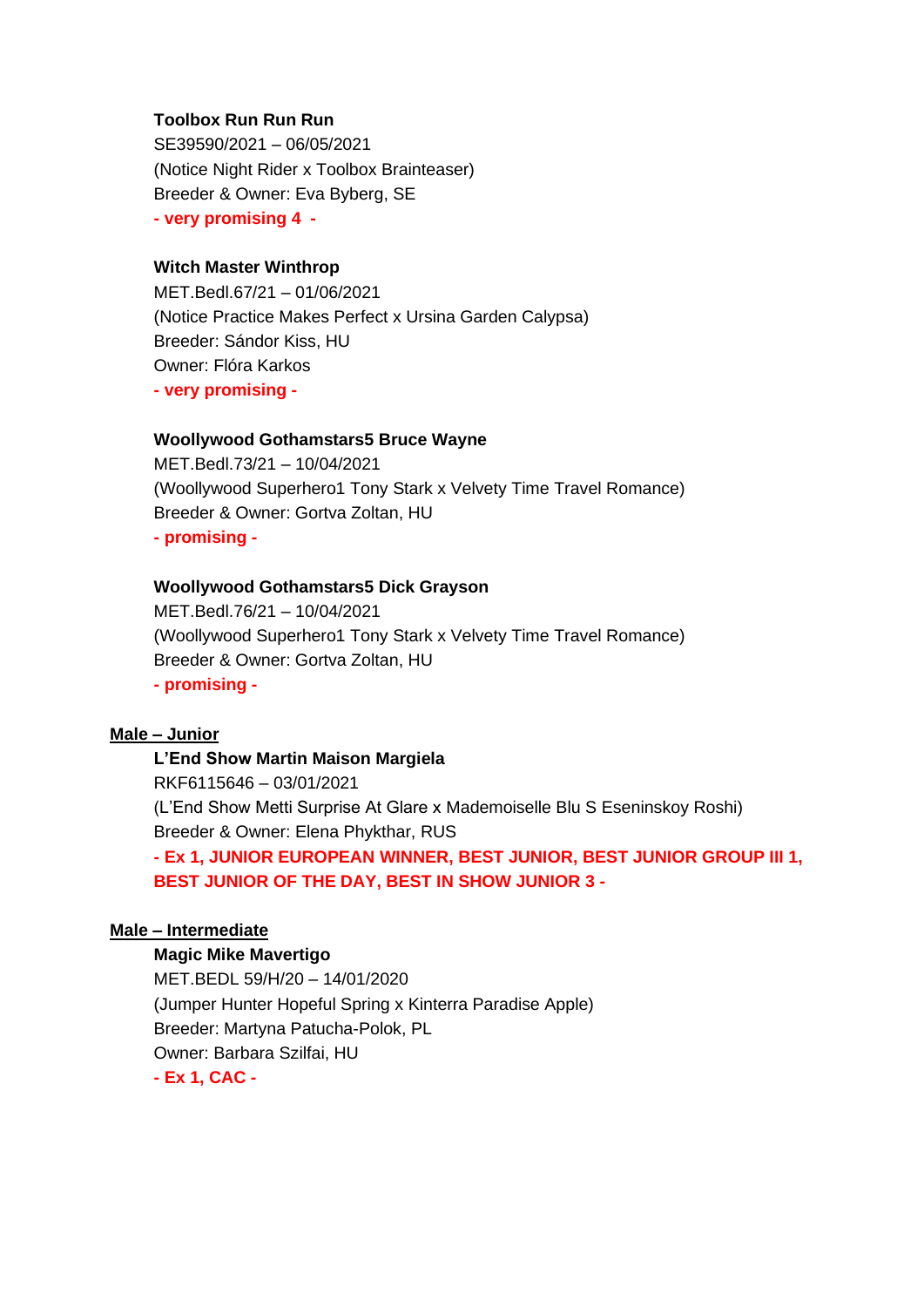**Toolbox Run Run Run**
SE39590/2021 – 06/05/2021
(Notice Night Rider x Toolbox Brainteaser)
Breeder & Owner: Eva Byberg, SE
**- very promising 4 -**

**Witch Master Winthrop**
MET.Bedl.67/21 – 01/06/2021
(Notice Practice Makes Perfect x Ursina Garden Calypsa)
Breeder: Sándor Kiss, HU
Owner: Flóra Karkos
**- very promising -**

**Woollywood Gothamstars5 Bruce Wayne**
MET.Bedl.73/21 – 10/04/2021
(Woollywood Superhero1 Tony Stark x Velvety Time Travel Romance)
Breeder & Owner: Gortva Zoltan, HU
**- promising -**

**Woollywood Gothamstars5 Dick Grayson**
MET.Bedl.76/21 – 10/04/2021
(Woollywood Superhero1 Tony Stark x Velvety Time Travel Romance)
Breeder & Owner: Gortva Zoltan, HU
**- promising -**

## Male – Junior

**L'End Show Martin Maison Margiela**
RKF6115646 – 03/01/2021
(L'End Show Metti Surprise At Glare x Mademoiselle Blu S Eseninskoy Roshi)
Breeder & Owner: Elena Phykthar, RUS
**- Ex 1, JUNIOR EUROPEAN WINNER, BEST JUNIOR, BEST JUNIOR GROUP III 1, BEST JUNIOR OF THE DAY, BEST IN SHOW JUNIOR 3 -**

## Male – Intermediate

**Magic Mike Mavertigo**
MET.BEDL 59/H/20 – 14/01/2020
(Jumper Hunter Hopeful Spring x Kinterra Paradise Apple)
Breeder: Martyna Patucha-Polok, PL
Owner: Barbara Szilfai, HU
**- Ex 1, CAC -**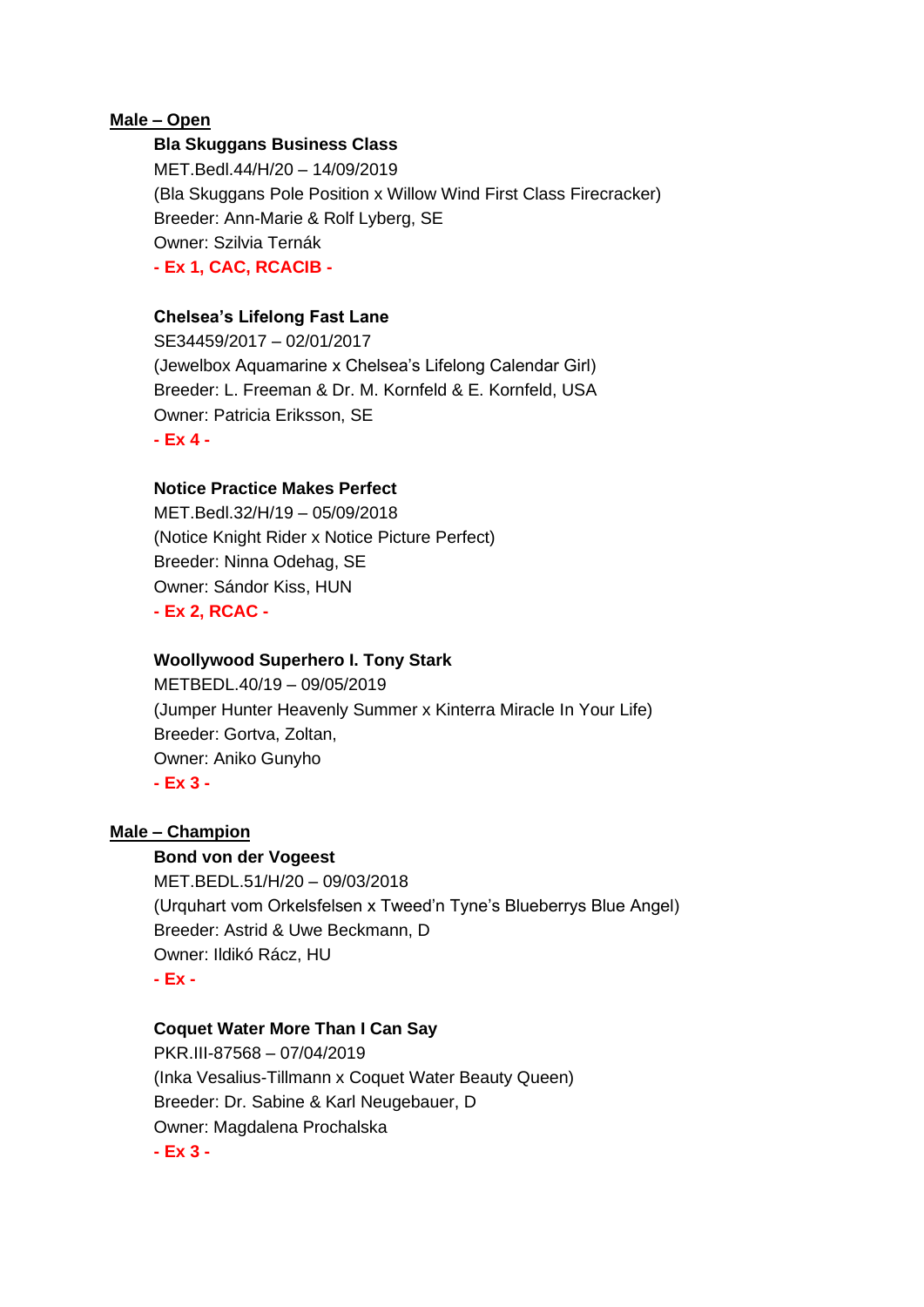**Male – Open**

**Bla Skuggans Business Class**
MET.Bedl.44/H/20 – 14/09/2019
(Bla Skuggans Pole Position x Willow Wind First Class Firecracker)
Breeder: Ann-Marie & Rolf Lyberg, SE
Owner: Szilvia Ternák
**- Ex 1, CAC, RCACIB -**

**Chelsea's Lifelong Fast Lane**
SE34459/2017 – 02/01/2017
(Jewelbox Aquamarine x Chelsea's Lifelong Calendar Girl)
Breeder: L. Freeman & Dr. M. Kornfeld & E. Kornfeld, USA
Owner: Patricia Eriksson, SE
**- Ex 4 -**

**Notice Practice Makes Perfect**
MET.Bedl.32/H/19 – 05/09/2018
(Notice Knight Rider x Notice Picture Perfect)
Breeder: Ninna Odehag, SE
Owner: Sándor Kiss, HUN
**- Ex 2, RCAC -**

**Woollywood Superhero I. Tony Stark**
METBEDL.40/19 – 09/05/2019
(Jumper Hunter Heavenly Summer x Kinterra Miracle In Your Life)
Breeder: Gortva, Zoltan,
Owner: Aniko Gunyho
**- Ex 3 -**

**Male – Champion**

**Bond von der Vogeest**
MET.BEDL.51/H/20 – 09/03/2018
(Urquhart vom Orkelsfelsen x Tweed'n Tyne's Blueberrys Blue Angel)
Breeder: Astrid & Uwe Beckmann, D
Owner: Ildikó Rácz, HU
**- Ex -**

**Coquet Water More Than I Can Say**
PKR.III-87568 – 07/04/2019
(Inka Vesalius-Tillmann x Coquet Water Beauty Queen)
Breeder: Dr. Sabine & Karl Neugebauer, D
Owner: Magdalena Prochalska
**- Ex 3 -**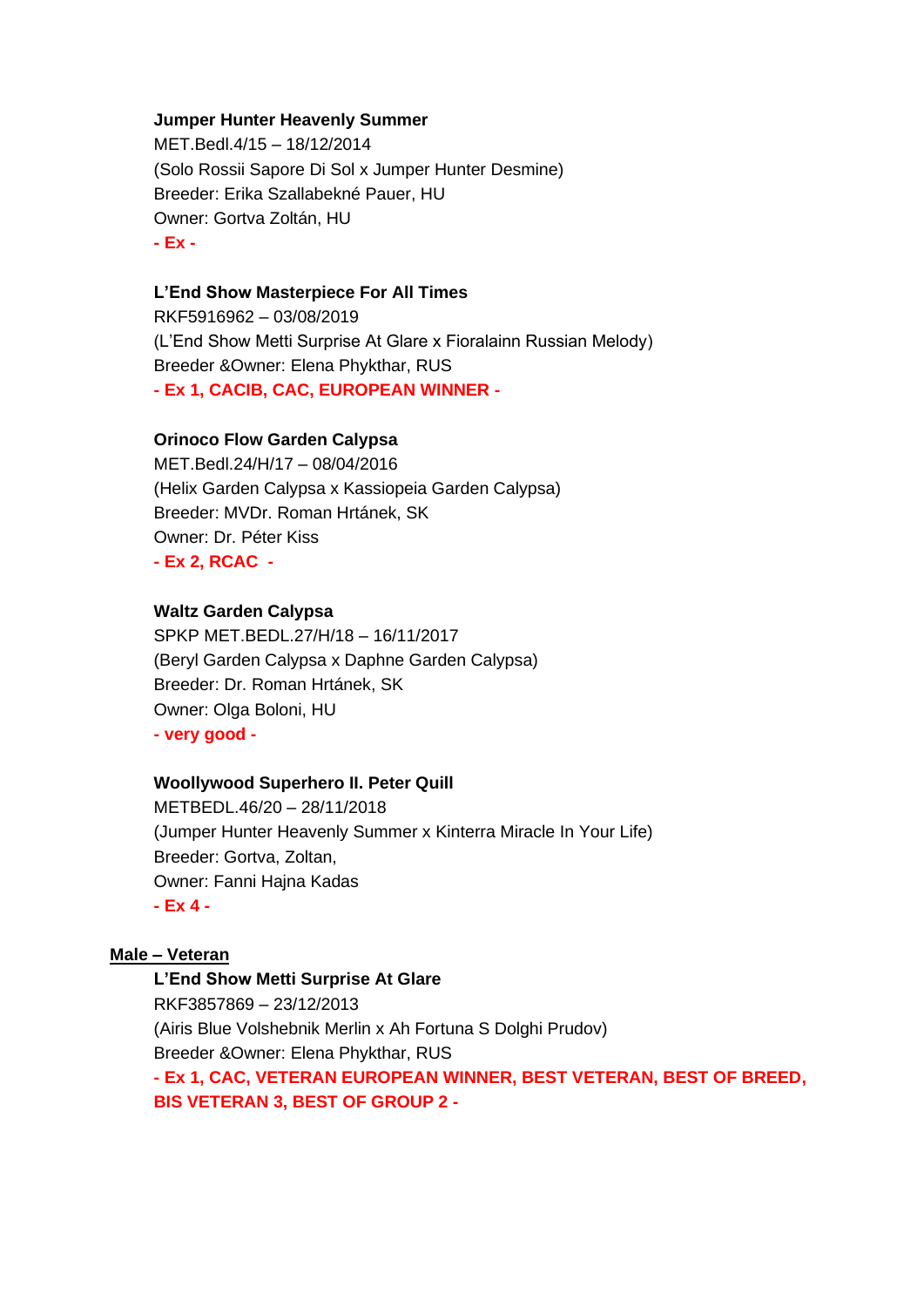**Jumper Hunter Heavenly Summer**
MET.Bedl.4/15 – 18/12/2014
(Solo Rossii Sapore Di Sol x Jumper Hunter Desmine)
Breeder: Erika Szallabekné Pauer, HU
Owner: Gortva Zoltán, HU
**- Ex -**

**L'End Show Masterpiece For All Times**
RKF5916962 – 03/08/2019
(L'End Show Metti Surprise At Glare x Fioralainn Russian Melody)
Breeder &Owner: Elena Phykthar, RUS
**- Ex 1, CACIB, CAC, EUROPEAN WINNER -**

**Orinoco Flow Garden Calypsa**
MET.Bedl.24/H/17 – 08/04/2016
(Helix Garden Calypsa x Kassiopeia Garden Calypsa)
Breeder: MVDr. Roman Hrtánek, SK
Owner: Dr. Péter Kiss
**- Ex 2, RCAC -**

**Waltz Garden Calypsa**
SPKP MET.BEDL.27/H/18 – 16/11/2017
(Beryl Garden Calypsa x Daphne Garden Calypsa)
Breeder: Dr. Roman Hrtánek, SK
Owner: Olga Boloni, HU
**- very good -**

**Woollywood Superhero II. Peter Quill**
METBEDL.46/20 – 28/11/2018
(Jumper Hunter Heavenly Summer x Kinterra Miracle In Your Life)
Breeder: Gortva, Zoltan,
Owner: Fanni Hajna Kadas
**- Ex 4 -**

**<u>Male – Veteran</u>**

**L'End Show Metti Surprise At Glare**
RKF3857869 – 23/12/2013
(Airis Blue Volshebnik Merlin x Ah Fortuna S Dolghi Prudov)
Breeder &Owner: Elena Phykthar, RUS
**- Ex 1, CAC, VETERAN EUROPEAN WINNER, BEST VETERAN, BEST OF BREED, BIS VETERAN 3, BEST OF GROUP 2 -**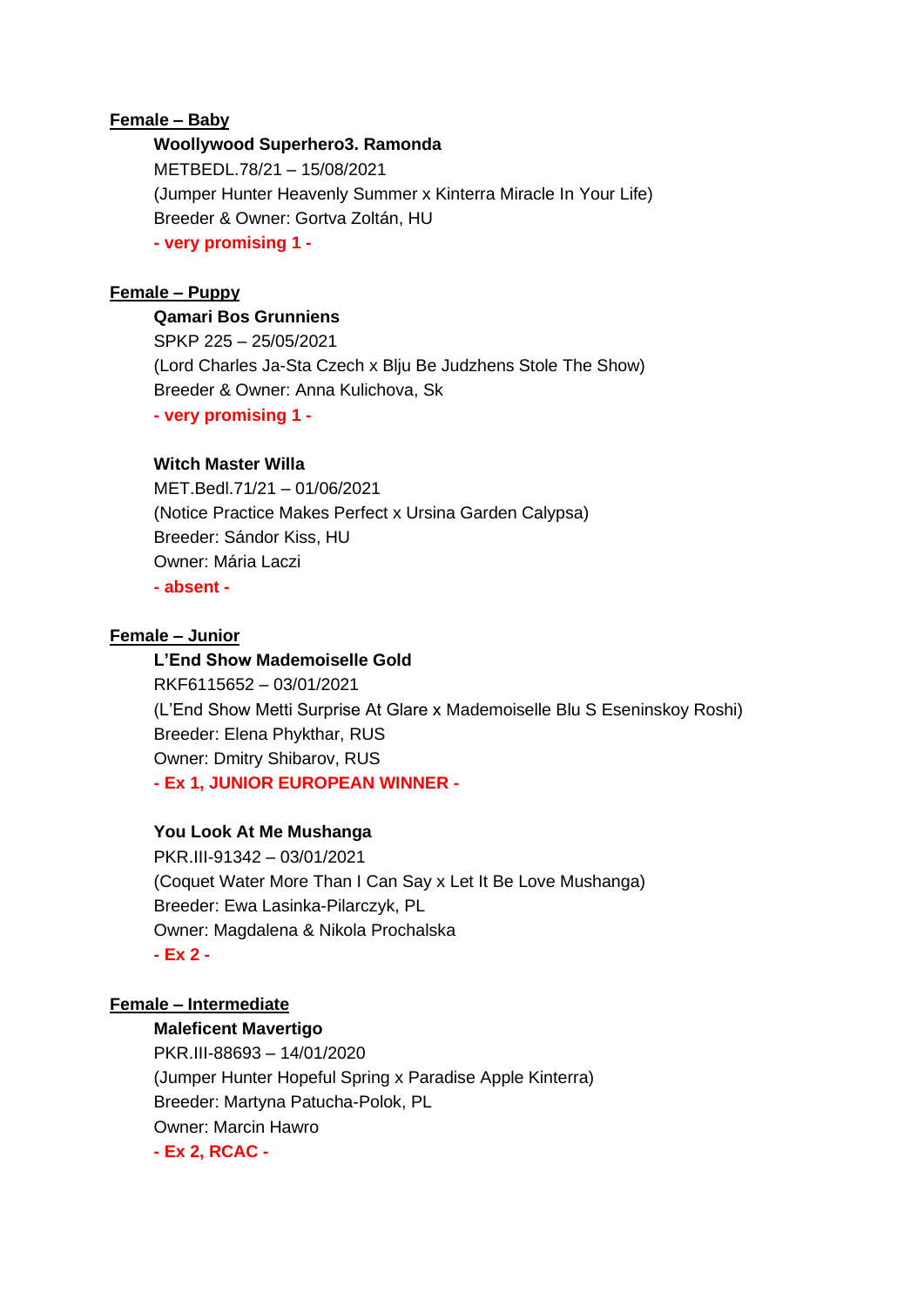**Female – Baby**

**Woollywood Superhero3. Ramonda**
METBEDL.78/21 – 15/08/2021
(Jumper Hunter Heavenly Summer x Kinterra Miracle In Your Life)
Breeder & Owner: Gortva Zoltán, HU
**- very promising 1 -**

**Female – Puppy**

**Qamari Bos Grunniens**
SPKP 225 – 25/05/2021
(Lord Charles Ja-Sta Czech x Blju Be Judzhens Stole The Show)
Breeder & Owner: Anna Kulichova, Sk
**- very promising 1 -**

**Witch Master Willa**
MET.Bedl.71/21 – 01/06/2021
(Notice Practice Makes Perfect x Ursina Garden Calypsa)
Breeder: Sándor Kiss, HU
Owner: Mária Laczi
**- absent -**

**Female – Junior**

**L'End Show Mademoiselle Gold**
RKF6115652 – 03/01/2021
(L'End Show Metti Surprise At Glare x Mademoiselle Blu S Eseninskoy Roshi)
Breeder: Elena Phykthar, RUS
Owner: Dmitry Shibarov, RUS
**- Ex 1, JUNIOR EUROPEAN WINNER -**

**You Look At Me Mushanga**
PKR.III-91342 – 03/01/2021
(Coquet Water More Than I Can Say x Let It Be Love Mushanga)
Breeder: Ewa Lasinka-Pilarczyk, PL
Owner: Magdalena & Nikola Prochalska
**- Ex 2 -**

**Female – Intermediate**

**Maleficent Mavertigo**
PKR.III-88693 – 14/01/2020
(Jumper Hunter Hopeful Spring x Paradise Apple Kinterra)
Breeder: Martyna Patucha-Polok, PL
Owner: Marcin Hawro
**- Ex 2, RCAC -**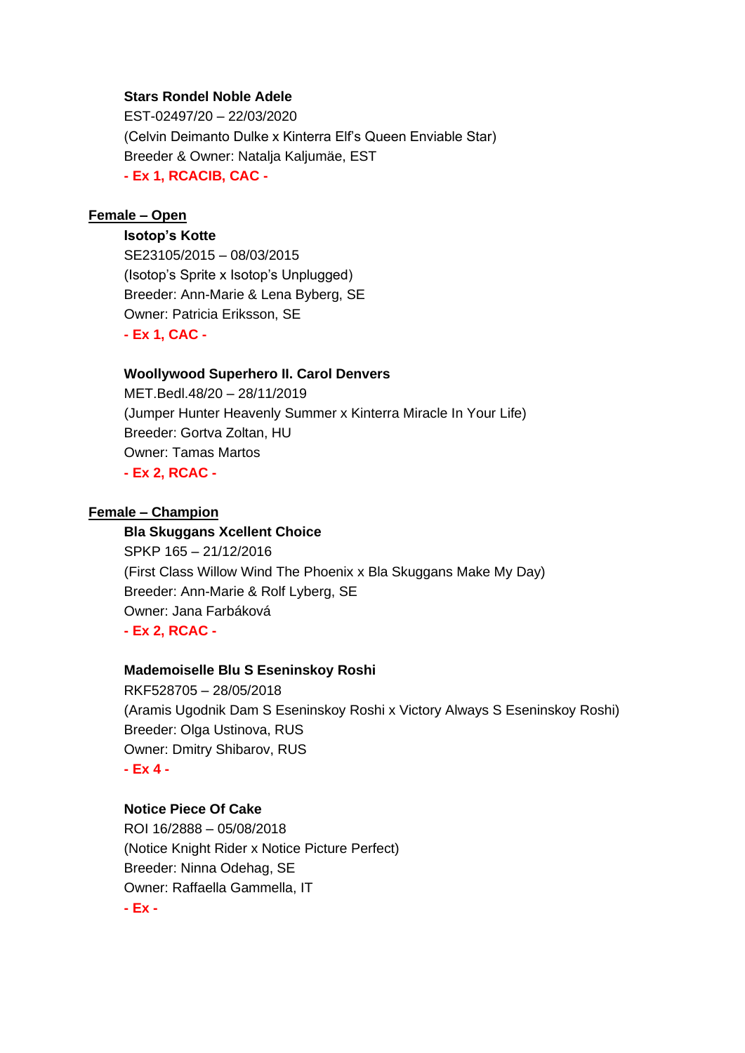**Stars Rondel Noble Adele**
EST-02497/20 – 22/03/2020
(Celvin Deimanto Dulke x Kinterra Elf's Queen Enviable Star)
Breeder & Owner: Natalja Kaljumäe, EST
**- Ex 1, RCACIB, CAC -**

**Female – Open**

**Isotop's Kotte**
SE23105/2015 – 08/03/2015
(Isotop's Sprite x Isotop's Unplugged)
Breeder: Ann-Marie & Lena Byberg, SE
Owner: Patricia Eriksson, SE
**- Ex 1, CAC -**

**Woollywood Superhero II. Carol Denvers**
MET.Bedl.48/20 – 28/11/2019
(Jumper Hunter Heavenly Summer x Kinterra Miracle In Your Life)
Breeder: Gortva Zoltan, HU
Owner: Tamas Martos
**- Ex 2, RCAC -**

**Female – Champion**

**Bla Skuggans Xcellent Choice**
SPKP 165 – 21/12/2016
(First Class Willow Wind The Phoenix x Bla Skuggans Make My Day)
Breeder: Ann-Marie & Rolf Lyberg, SE
Owner: Jana Farbáková
**- Ex 2, RCAC -**

**Mademoiselle Blu S Eseninskoy Roshi**
RKF528705 – 28/05/2018
(Aramis Ugodnik Dam S Eseninskoy Roshi x Victory Always S Eseninskoy Roshi)
Breeder: Olga Ustinova, RUS
Owner: Dmitry Shibarov, RUS
**- Ex 4 -**

**Notice Piece Of Cake**
ROI 16/2888 – 05/08/2018
(Notice Knight Rider x Notice Picture Perfect)
Breeder: Ninna Odehag, SE
Owner: Raffaella Gammella, IT
**- Ex -**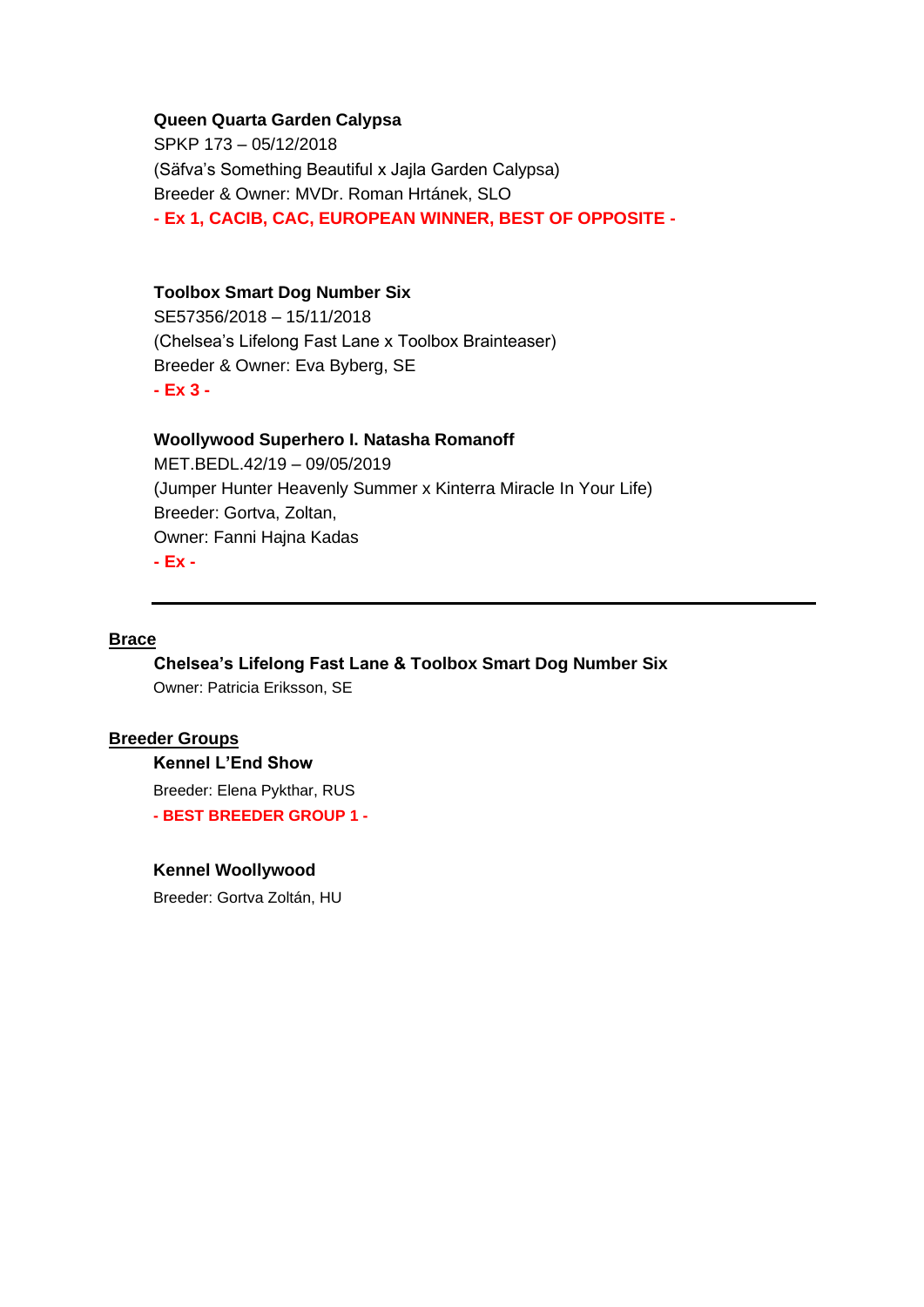**Queen Quarta Garden Calypsa**
SPKP 173 – 05/12/2018
(Säfva's Something Beautiful x Jajla Garden Calypsa)
Breeder & Owner: MVDr. Roman Hrtánek, SLO
**- Ex 1, CACIB, CAC, EUROPEAN WINNER, BEST OF OPPOSITE -**

**Toolbox Smart Dog Number Six**
SE57356/2018 – 15/11/2018
(Chelsea's Lifelong Fast Lane x Toolbox Brainteaser)
Breeder & Owner: Eva Byberg, SE
**- Ex 3 -**

**Woollywood Superhero I. Natasha Romanoff**
MET.BEDL.42/19 – 09/05/2019
(Jumper Hunter Heavenly Summer x Kinterra Miracle In Your Life)
Breeder: Gortva, Zoltan,
Owner: Fanni Hajna Kadas
**- Ex -**

---

**Brace**

**Chelsea's Lifelong Fast Lane & Toolbox Smart Dog Number Six**
Owner: Patricia Eriksson, SE

**Breeder Groups**

**Kennel L'End Show**
Breeder: Elena Pykthar, RUS
**- BEST BREEDER GROUP 1 -**

**Kennel Woollywood**
Breeder: Gortva Zoltán, HU